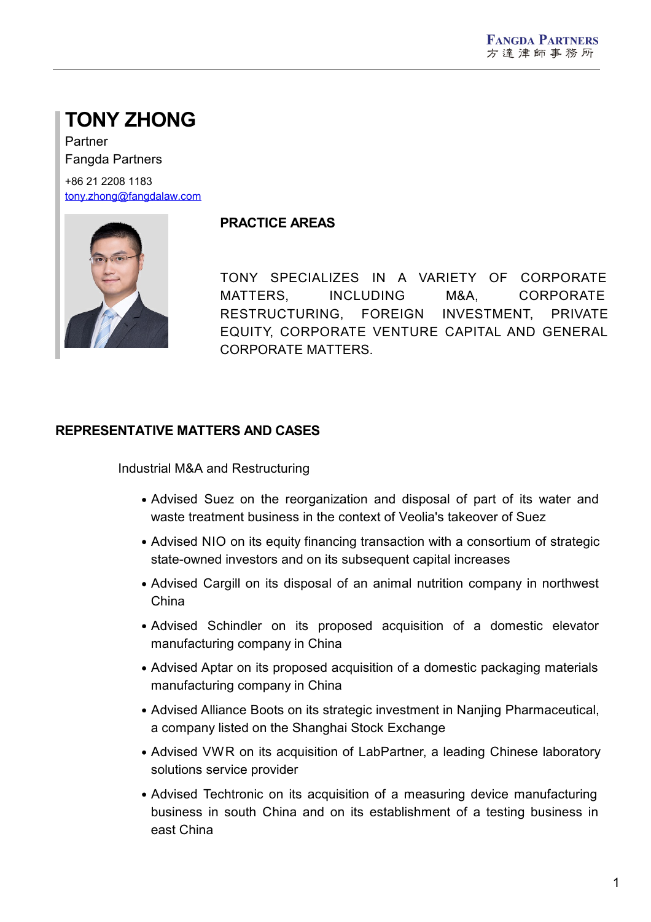# TONY ZHONG

Partner

Fangda Partners

+86 21 2208 1183

tony.zhong@fangdalaw.com

## PRACTICE AREAS

TONY SPECIALIZES IN A VARIETY OF CORPORATE MATTERS, INCLUDING M&A, CORPORATE RESTRUCTURING, FOREIGN INVESTMENT, PRIVATE EQUITY, CORPORATE VENTURE CAPITAL AND GENERAL CORPORATE MATTERS.

## REPRESENTATIVE MATTERS AND CASES

Industrial M&A and Restructuring

- Advised Suez on the reorganization and disposal of part of its water and waste treatment business in the context of Veolia's takeover of Suez
- Advised NIO on its equity financing transaction with a consortium of strategic state-owned investors and on its subsequent capital increases
- Advised Cargill on its disposal of an animal nutrition company in northwest China
- Advised Schindler on its proposed acquisition of a domestic elevator manufacturing company in China
- Advised Aptar on its proposed acquisition of a domestic packaging materials manufacturing company in China
- Advised Alliance Boots on its strategic investment in Nanjing Pharmaceutical, a company listed on the Shanghai Stock Exchange
- Advised VWR on its acquisition of LabPartner, a leading Chinese laboratory solutions service provider
- Advised Techtronic on its acquisition of a measuring device manufacturing business in south China and on its establishment of a testing business in east China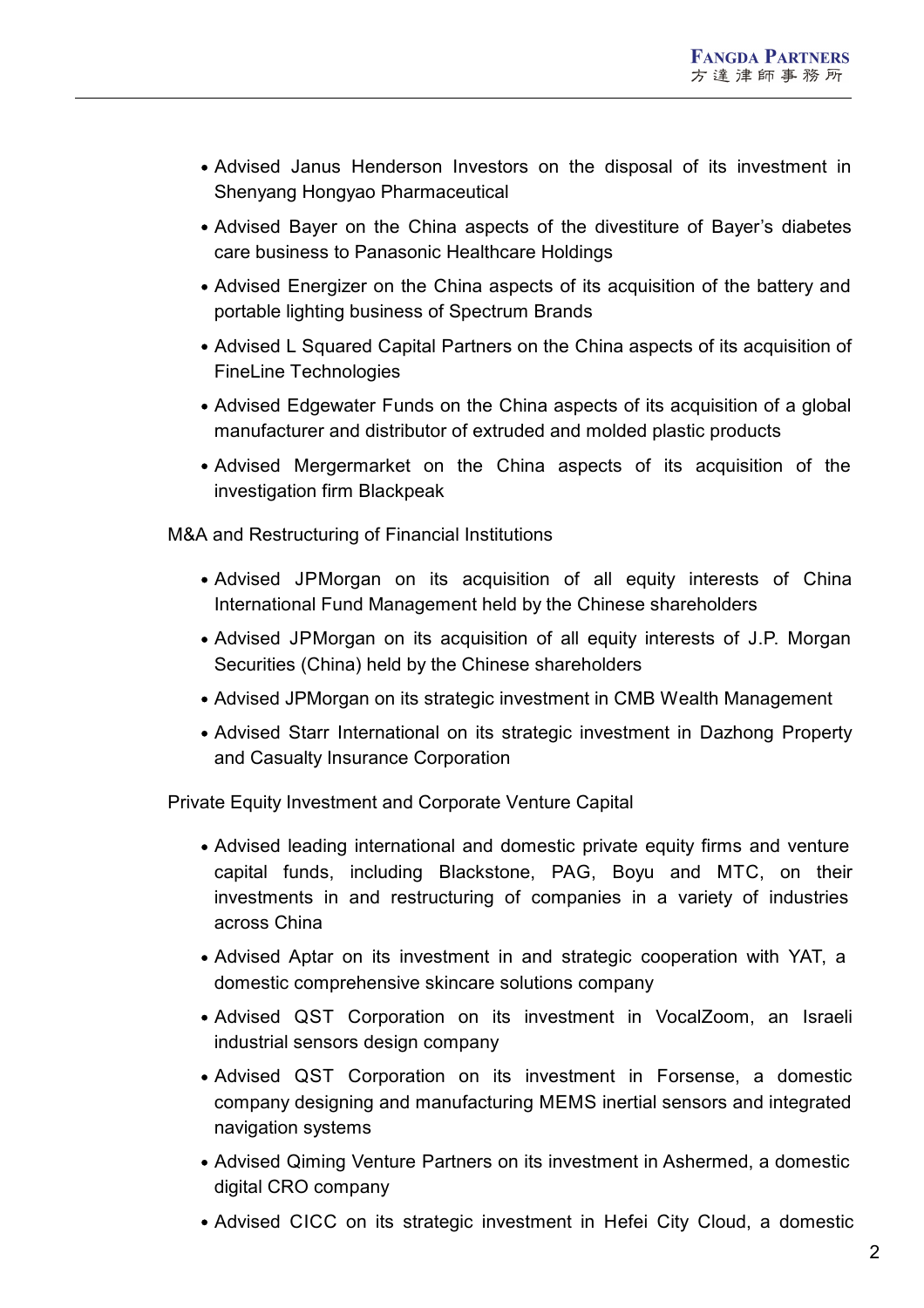- Advised Janus Henderson Investors on the disposal of its investment in Shenyang Hongyao Pharmaceutical
- Advised Bayer on the China aspects of the divestiture of Bayer's diabetes care business to Panasonic Healthcare Holdings
- Advised Energizer on the China aspects of its acquisition of the battery and portable lighting business of Spectrum Brands
- Advised L Squared Capital Partners on the China aspects of its acquisition of FineLine Technologies
- Advised Edgewater Funds on the China aspects of its acquisition of a global manufacturer and distributor of extruded and molded plastic products
- Advised Mergermarket on the China aspects of its acquisition of the investigation firm Blackpeak

M&A and Restructuring of Financial Institutions

- Advised JPMorgan on its acquisition of all equity interests of China International Fund Management held by the Chinese shareholders
- Advised JPMorgan on its acquisition of all equity interests of J.P. Morgan Securities (China) held by the Chinese shareholders
- Advised JPMorgan on its strategic investment in CMB Wealth Management
- Advised Starr International on its strategic investment in Dazhong Property and Casualty Insurance Corporation

Private Equity Investment and Corporate Venture Capital

- Advised leading international and domestic private equity firms and venture capital funds, including Blackstone, PAG, Boyu and MTC, on their investments in and restructuring of companies in a variety of industries across China
- Advised Aptar on its investment in and strategic cooperation with YAT, a domestic comprehensive skincare solutions company
- Advised QST Corporation on its investment in VocalZoom, an Israeli industrial sensors design company
- Advised QST Corporation on its investment in Forsense, a domestic company designing and manufacturing MEMS inertial sensors and integrated navigation systems
- Advised Qiming Venture Partners on its investment in Ashermed, a domestic digital CRO company
- Advised CICC on its strategic investment in Hefei City Cloud, a domestic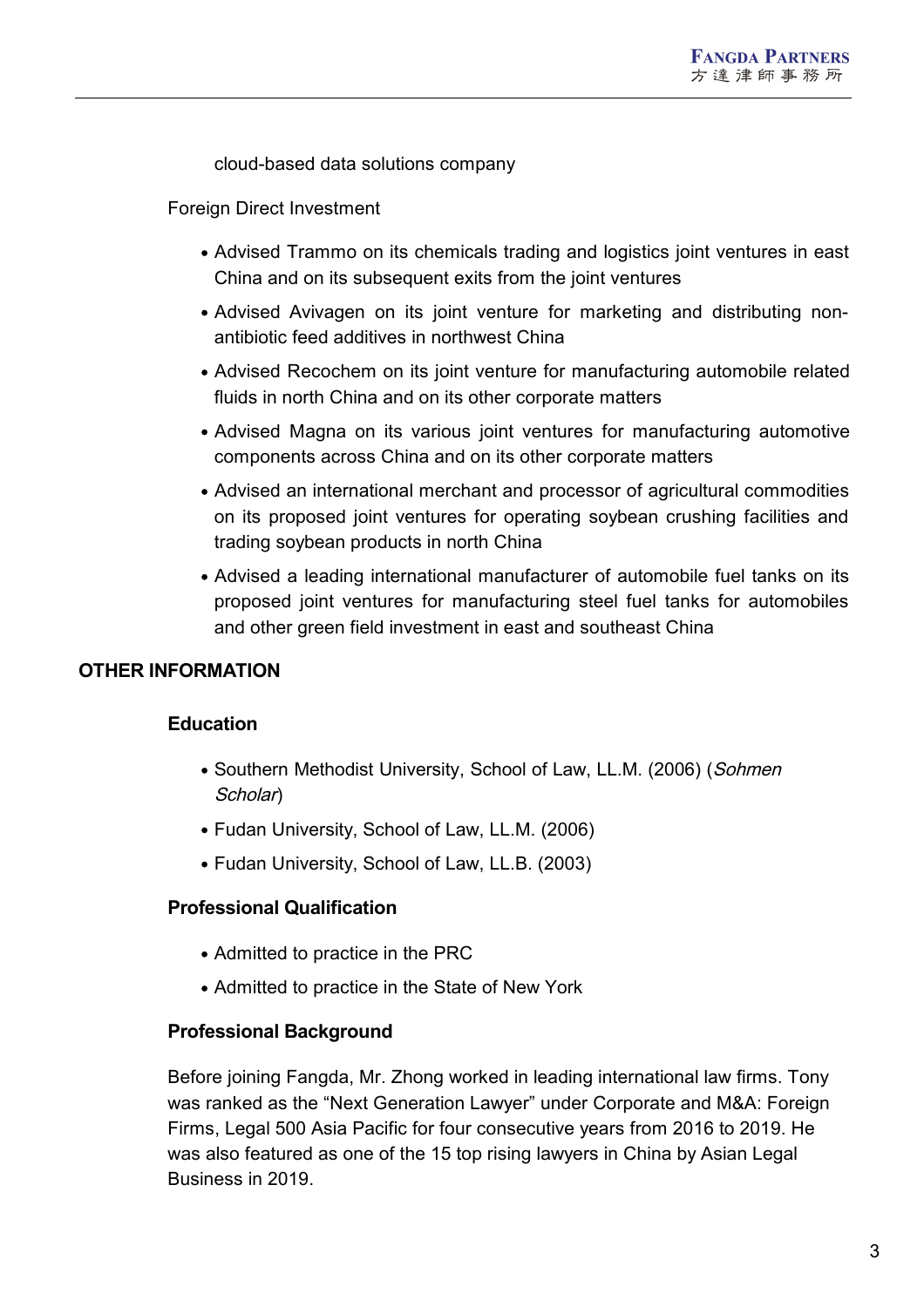cloud-based data solutions company

Foreign Direct Investment

- Advised Trammo on its chemicals trading and logistics joint ventures in east China and on its subsequent exits from the joint ventures
- Advised Avivagen on its joint venture for marketing and distributing non-antibiotic feed additives in northwest China
- Advised Recochem on its joint venture for manufacturing automobile related fluids in north China and on its other corporate matters
- Advised Magna on its various joint ventures for manufacturing automotive components across China and on its other corporate matters
- Advised an international merchant and processor of agricultural commodities on its proposed joint ventures for operating soybean crushing facilities and trading soybean products in north China
- Advised a leading international manufacturer of automobile fuel tanks on its proposed joint ventures for manufacturing steel fuel tanks for automobiles and other green field investment in east and southeast China

## OTHER INFORMATION

### Education

- Southern Methodist University, School of Law, LL.M. (2006) (*Sohmen Scholar*)
- Fudan University, School of Law, LL.M. (2006)
- Fudan University, School of Law, LL.B. (2003)

### Professional Qualification

- Admitted to practice in the PRC
- Admitted to practice in the State of New York

### Professional Background

Before joining Fangda, Mr. Zhong worked in leading international law firms. Tony was ranked as the "Next Generation Lawyer" under Corporate and M&A: Foreign Firms, Legal 500 Asia Pacific for four consecutive years from 2016 to 2019. He was also featured as one of the 15 top rising lawyers in China by Asian Legal Business in 2019.